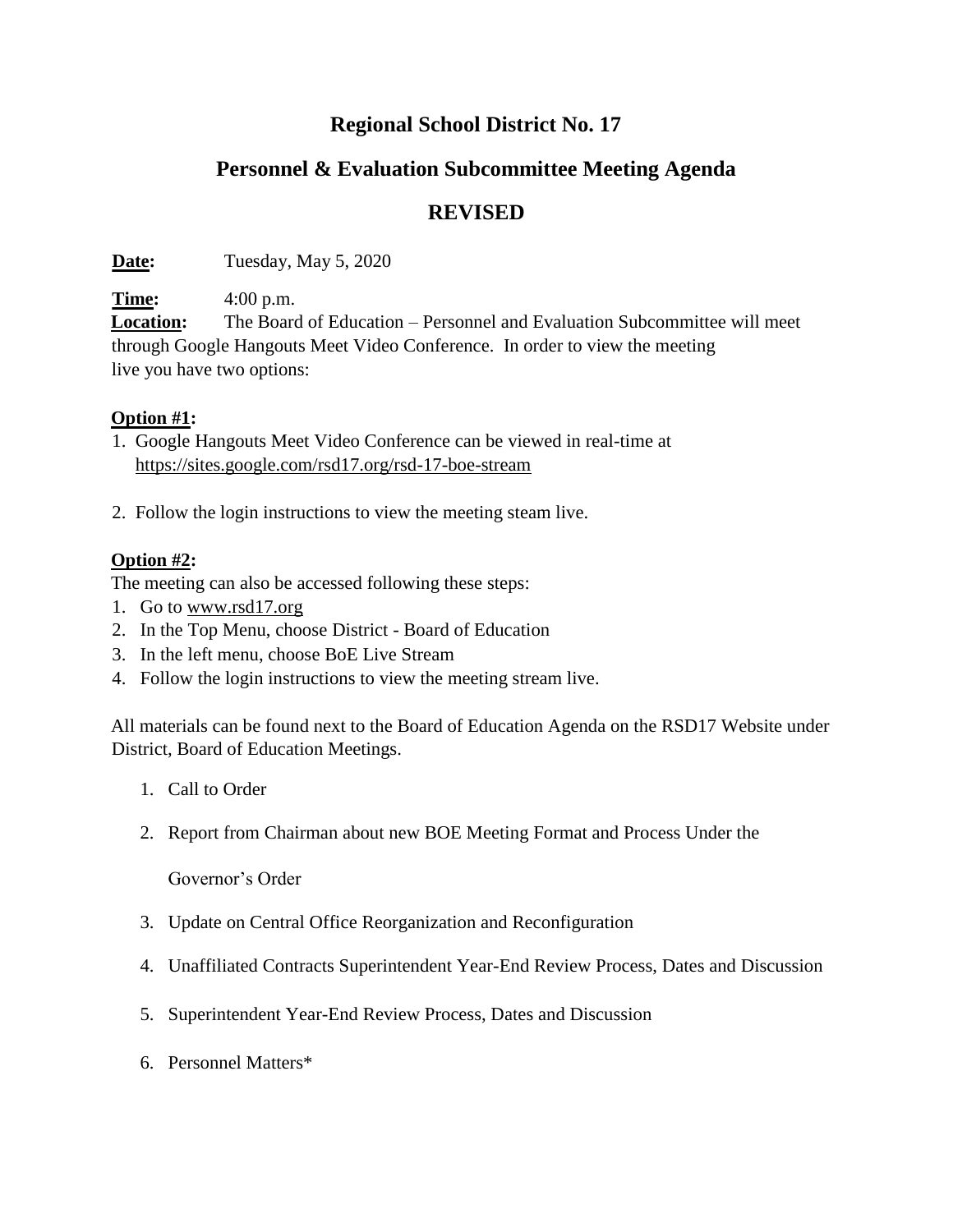# Regional School District No. 17

## Personnel & Evaluation Subcommittee Meeting Agenda

## REVISED

**Date:** Tuesday, May 5, 2020

**Time:** 4:00 p.m.

**Location:** The Board of Education – Personnel and Evaluation Subcommittee will meet through Google Hangouts Meet Video Conference. In order to view the meeting live you have two options:

**Option #1:**

1. Google Hangouts Meet Video Conference can be viewed in real-time at https://sites.google.com/rsd17.org/rsd-17-boe-stream
2. Follow the login instructions to view the meeting steam live.

**Option #2:**

The meeting can also be accessed following these steps:

1. Go to www.rsd17.org
2. In the Top Menu, choose District - Board of Education
3. In the left menu, choose BoE Live Stream
4. Follow the login instructions to view the meeting stream live.

All materials can be found next to the Board of Education Agenda on the RSD17 Website under District, Board of Education Meetings.

1. Call to Order
2. Report from Chairman about new BOE Meeting Format and Process Under the Governor's Order
3. Update on Central Office Reorganization and Reconfiguration
4. Unaffiliated Contracts Superintendent Year-End Review Process, Dates and Discussion
5. Superintendent Year-End Review Process, Dates and Discussion
6. Personnel Matters*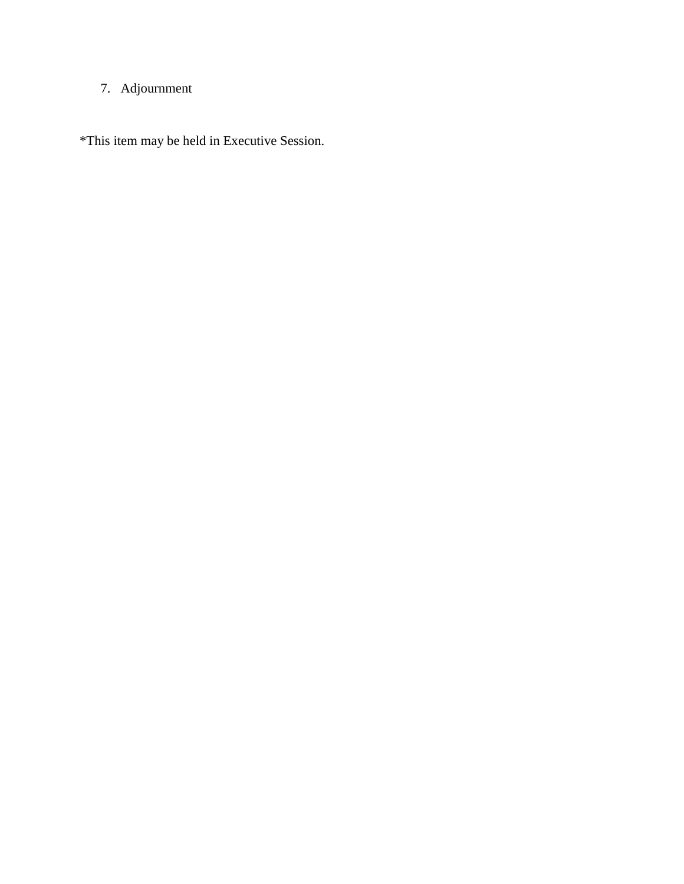7. Adjournment

*This item may be held in Executive Session.